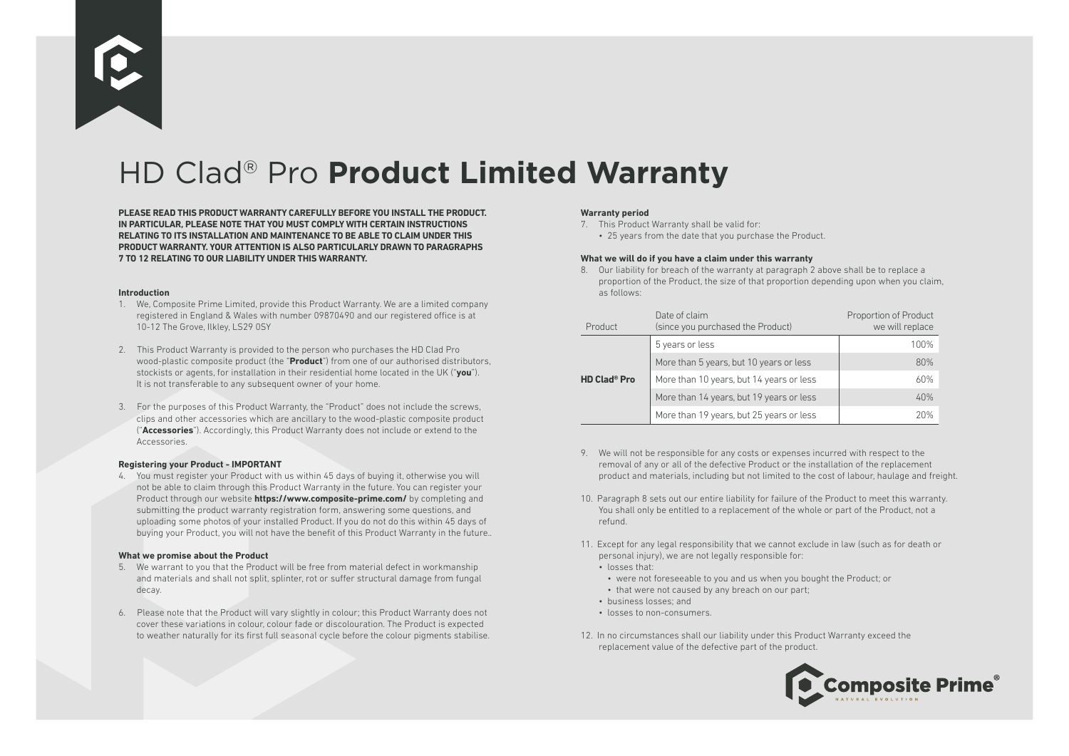# HD Clad® Pro **Product Limited Warranty**

**PLEASE READ THIS PRODUCT WARRANTY CAREFULLY BEFORE YOU INSTALL THE PRODUCT. IN PARTICULAR, PLEASE NOTE THAT YOU MUST COMPLY WITH CERTAIN INSTRUCTIONS RELATING TO ITS INSTALLATION AND MAINTENANCE TO BE ABLE TO CLAIM UNDER THIS PRODUCT WARRANTY. YOUR ATTENTION IS ALSO PARTICULARLY DRAWN TO PARAGRAPHS 7 TO 12 RELATING TO OUR LIABILITY UNDER THIS WARRANTY.**

**Introduction**

1. We, Composite Prime Limited, provide this Product Warranty. We are a limited company registered in England & Wales with number 09870490 and our registered office is at 10-12 The Grove, Ilkley, LS29 0SY

2. This Product Warranty is provided to the person who purchases the HD Clad Pro wood-plastic composite product (the "**Product**") from one of our authorised distributors, stockists or agents, for installation in their residential home located in the UK ("**you**"). It is not transferable to any subsequent owner of your home.

3. For the purposes of this Product Warranty, the "Product" does not include the screws, clips and other accessories which are ancillary to the wood-plastic composite product ("**Accessories**"). Accordingly, this Product Warranty does not include or extend to the Accessories.

**Registering your Product - IMPORTANT**

4. You must register your Product with us within 45 days of buying it, otherwise you will not be able to claim through this Product Warranty in the future. You can register your Product through our website **https://www.composite-prime.com/** by completing and submitting the product warranty registration form, answering some questions, and uploading some photos of your installed Product. If you do not do this within 45 days of buying your Product, you will not have the benefit of this Product Warranty in the future..

**What we promise about the Product**

5. We warrant to you that the Product will be free from material defect in workmanship and materials and shall not split, splinter, rot or suffer structural damage from fungal decay.

6. Please note that the Product will vary slightly in colour; this Product Warranty does not cover these variations in colour, colour fade or discolouration. The Product is expected to weather naturally for its first full seasonal cycle before the colour pigments stabilise.

**Warranty period**

7. This Product Warranty shall be valid for:
   - 25 years from the date that you purchase the Product.

**What we will do if you have a claim under this warranty**

8. Our liability for breach of the warranty at paragraph 2 above shall be to replace a proportion of the Product, the size of that proportion depending upon when you claim, as follows:

| Product | Date of claim (since you purchased the Product) | Proportion of Product we will replace |
|---|---|---|
| **HD Clad® Pro** | 5 years or less | 100% |
| | More than 5 years, but 10 years or less | 80% |
| | More than 10 years, but 14 years or less | 60% |
| | More than 14 years, but 19 years or less | 40% |
| | More than 19 years, but 25 years or less | 20% |

9. We will not be responsible for any costs or expenses incurred with respect to the removal of any or all of the defective Product or the installation of the replacement product and materials, including but not limited to the cost of labour, haulage and freight.

10. Paragraph 8 sets out our entire liability for failure of the Product to meet this warranty. You shall only be entitled to a replacement of the whole or part of the Product, not a refund.

11. Except for any legal responsibility that we cannot exclude in law (such as for death or personal injury), we are not legally responsible for:
    - losses that:
      - were not foreseeable to you and us when you bought the Product; or
      - that were not caused by any breach on our part;
    - business losses; and
    - losses to non-consumers.

12. In no circumstances shall our liability under this Product Warranty exceed the replacement value of the defective part of the product.

Composite Prime®

NATURAL EVOLUTION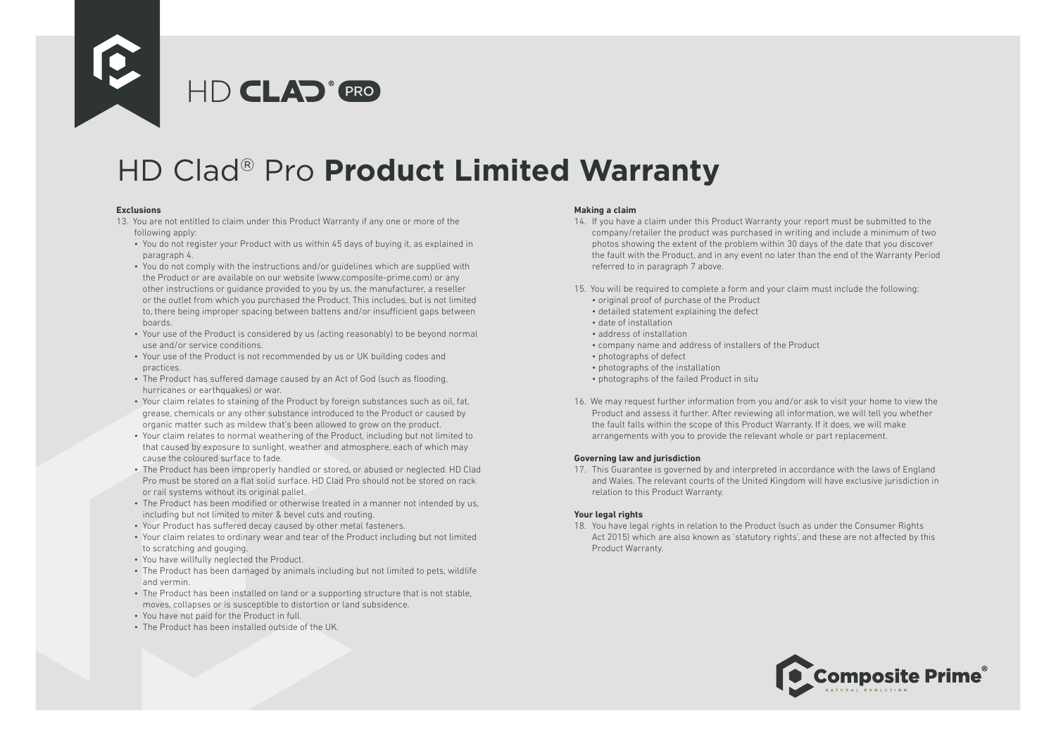# HD Clad® Pro **Product Limited Warranty**

**Exclusions**

13. You are not entitled to claim under this Product Warranty if any one or more of the following apply:
    - You do not register your Product with us within 45 days of buying it, as explained in paragraph 4.
    - You do not comply with the instructions and/or guidelines which are supplied with the Product or are available on our website (www.composite-prime.com) or any other instructions or guidance provided to you by us, the manufacturer, a reseller or the outlet from which you purchased the Product. This includes, but is not limited to, there being improper spacing between battens and/or insufficient gaps between boards.
    - Your use of the Product is considered by us (acting reasonably) to be beyond normal use and/or service conditions.
    - Your use of the Product is not recommended by us or UK building codes and practices.
    - The Product has suffered damage caused by an Act of God (such as flooding, hurricanes or earthquakes) or war.
    - Your claim relates to staining of the Product by foreign substances such as oil, fat, grease, chemicals or any other substance introduced to the Product or caused by organic matter such as mildew that's been allowed to grow on the product.
    - Your claim relates to normal weathering of the Product, including but not limited to that caused by exposure to sunlight, weather and atmosphere, each of which may cause the coloured surface to fade.
    - The Product has been improperly handled or stored, or abused or neglected. HD Clad Pro must be stored on a flat solid surface. HD Clad Pro should not be stored on rack or rail systems without its original pallet.
    - The Product has been modified or otherwise treated in a manner not intended by us, including but not limited to miter & bevel cuts and routing.
    - Your Product has suffered decay caused by other metal fasteners.
    - Your claim relates to ordinary wear and tear of the Product including but not limited to scratching and gouging.
    - You have willfully neglected the Product.
    - The Product has been damaged by animals including but not limited to pets, wildlife and vermin.
    - The Product has been installed on land or a supporting structure that is not stable, moves, collapses or is susceptible to distortion or land subsidence.
    - You have not paid for the Product in full.
    - The Product has been installed outside of the UK.

**Making a claim**

14. If you have a claim under this Product Warranty your report must be submitted to the company/retailer the product was purchased in writing and include a minimum of two photos showing the extent of the problem within 30 days of the date that you discover the fault with the Product, and in any event no later than the end of the Warranty Period referred to in paragraph 7 above.

15. You will be required to complete a form and your claim must include the following:
    - original proof of purchase of the Product
    - detailed statement explaining the defect
    - date of installation
    - address of installation
    - company name and address of installers of the Product
    - photographs of defect
    - photographs of the installation
    - photographs of the failed Product in situ

16. We may request further information from you and/or ask to visit your home to view the Product and assess it further. After reviewing all information, we will tell you whether the fault falls within the scope of this Product Warranty. If it does, we will make arrangements with you to provide the relevant whole or part replacement.

**Governing law and jurisdiction**

17. This Guarantee is governed by and interpreted in accordance with the laws of England and Wales. The relevant courts of the United Kingdom will have exclusive jurisdiction in relation to this Product Warranty.

**Your legal rights**

18. You have legal rights in relation to the Product (such as under the Consumer Rights Act 2015) which are also known as 'statutory rights', and these are not affected by this Product Warranty.